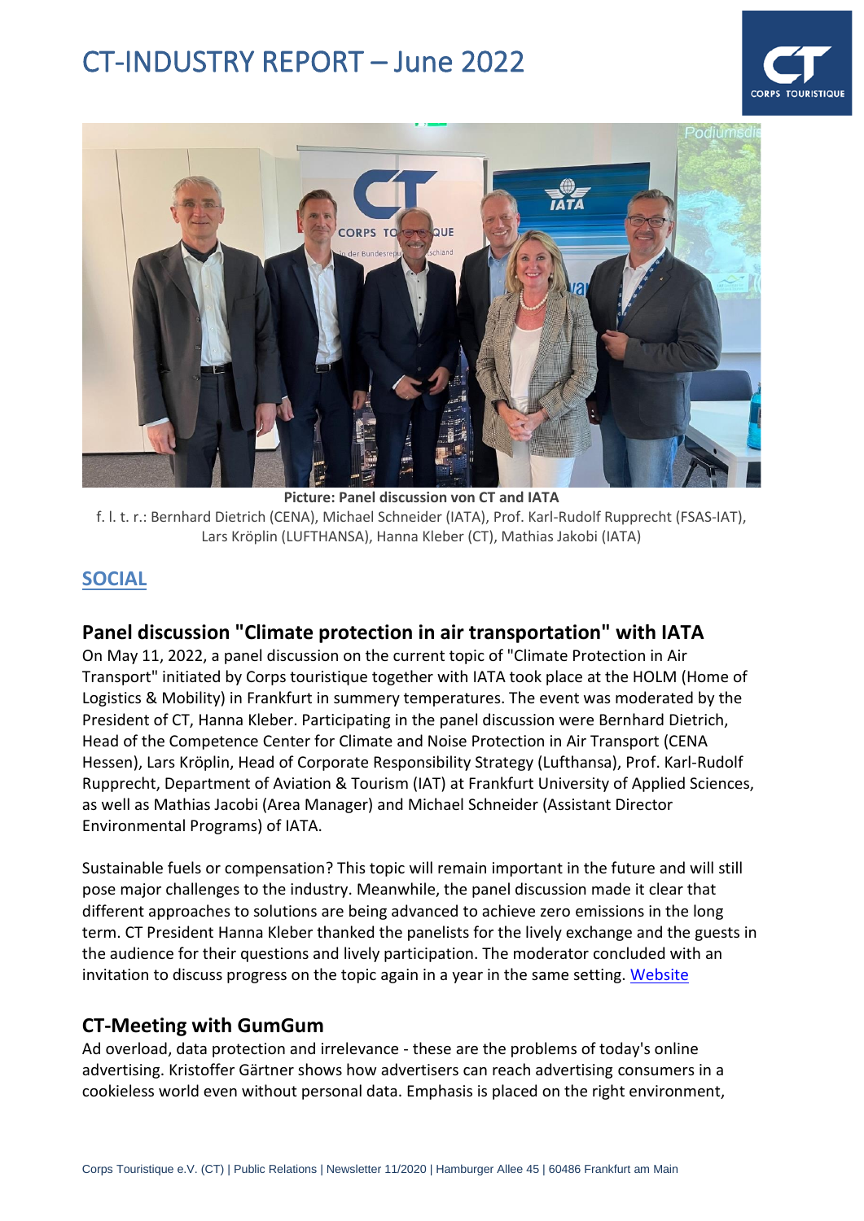# CT-INDUSTRY REPORT – June 2022

**Picture: Panel discussion von CT and IATA**

f. l. t. r.: Bernhard Dietrich (CENA), Michael Schneider (IATA), Prof. Karl-Rudolf Rupprecht (FSAS-IAT), Lars Kröplin (LUFTHANSA), Hanna Kleber (CT), Mathias Jakobi (IATA)

## SOCIAL

### Panel discussion "Climate protection in air transportation" with IATA

On May 11, 2022, a panel discussion on the current topic of "Climate Protection in Air Transport" initiated by Corps touristique together with IATA took place at the HOLM (Home of Logistics & Mobility) in Frankfurt in summery temperatures. The event was moderated by the President of CT, Hanna Kleber. Participating in the panel discussion were Bernhard Dietrich, Head of the Competence Center for Climate and Noise Protection in Air Transport (CENA Hessen), Lars Kröplin, Head of Corporate Responsibility Strategy (Lufthansa), Prof. Karl-Rudolf Rupprecht, Department of Aviation & Tourism (IAT) at Frankfurt University of Applied Sciences, as well as Mathias Jacobi (Area Manager) and Michael Schneider (Assistant Director Environmental Programs) of IATA.

Sustainable fuels or compensation? This topic will remain important in the future and will still pose major challenges to the industry. Meanwhile, the panel discussion made it clear that different approaches to solutions are being advanced to achieve zero emissions in the long term. CT President Hanna Kleber thanked the panelists for the lively exchange and the guests in the audience for their questions and lively participation. The moderator concluded with an invitation to discuss progress on the topic again in a year in the same setting. Website

### CT-Meeting with GumGum

Ad overload, data protection and irrelevance - these are the problems of today's online advertising. Kristoffer Gärtner shows how advertisers can reach advertising consumers in a cookieless world even without personal data. Emphasis is placed on the right environment,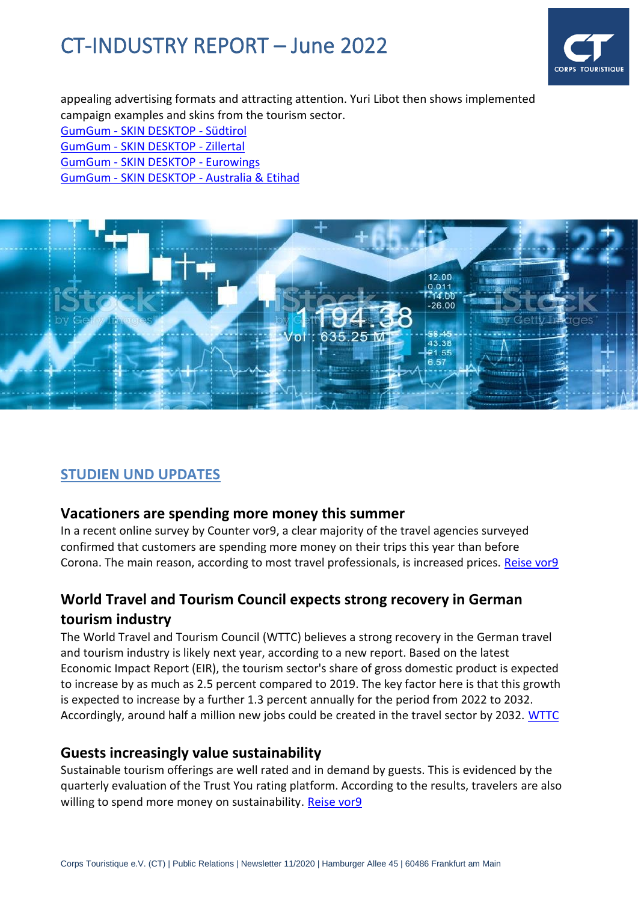appealing advertising formats and attracting attention. Yuri Libot then shows implemented campaign examples and skins from the tourism sector.

[GumGum - SKIN DESKTOP - Südtirol]()
[GumGum - SKIN DESKTOP - Zillertal]()
[GumGum - SKIN DESKTOP - Eurowings]()
[GumGum - SKIN DESKTOP - Australia & Etihad]()

## STUDIEN UND UPDATES

### Vacationers are spending more money this summer

In a recent online survey by Counter vor9, a clear majority of the travel agencies surveyed confirmed that customers are spending more money on their trips this year than before Corona. The main reason, according to most travel professionals, is increased prices. [Reise vor9]()

### World Travel and Tourism Council expects strong recovery in German tourism industry

The World Travel and Tourism Council (WTTC) believes a strong recovery in the German travel and tourism industry is likely next year, according to a new report. Based on the latest Economic Impact Report (EIR), the tourism sector's share of gross domestic product is expected to increase by as much as 2.5 percent compared to 2019. The key factor here is that this growth is expected to increase by a further 1.3 percent annually for the period from 2022 to 2032. Accordingly, around half a million new jobs could be created in the travel sector by 2032. [WTTC]()

### Guests increasingly value sustainability

Sustainable tourism offerings are well rated and in demand by guests. This is evidenced by the quarterly evaluation of the Trust You rating platform. According to the results, travelers are also willing to spend more money on sustainability. [Reise vor9]()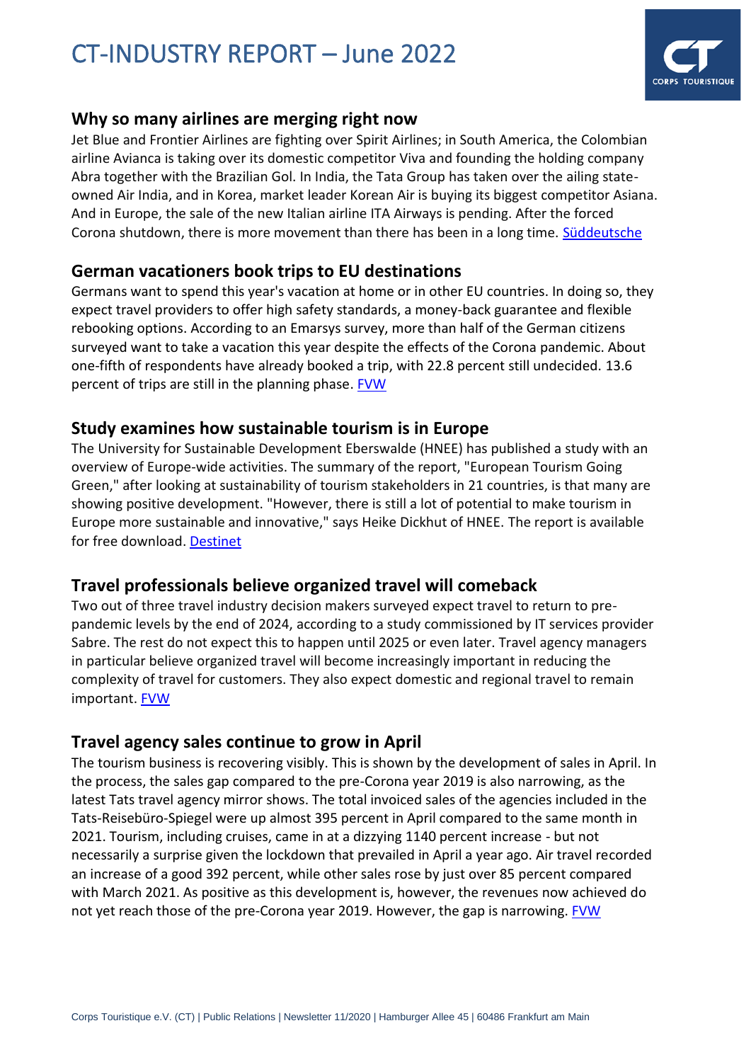## Why so many airlines are merging right now

Jet Blue and Frontier Airlines are fighting over Spirit Airlines; in South America, the Colombian airline Avianca is taking over its domestic competitor Viva and founding the holding company Abra together with the Brazilian Gol. In India, the Tata Group has taken over the ailing state-owned Air India, and in Korea, market leader Korean Air is buying its biggest competitor Asiana. And in Europe, the sale of the new Italian airline ITA Airways is pending. After the forced Corona shutdown, there is more movement than there has been in a long time. Süddeutsche

## German vacationers book trips to EU destinations

Germans want to spend this year's vacation at home or in other EU countries. In doing so, they expect travel providers to offer high safety standards, a money-back guarantee and flexible rebooking options. According to an Emarsys survey, more than half of the German citizens surveyed want to take a vacation this year despite the effects of the Corona pandemic. About one-fifth of respondents have already booked a trip, with 22.8 percent still undecided. 13.6 percent of trips are still in the planning phase. FVW

## Study examines how sustainable tourism is in Europe

The University for Sustainable Development Eberswalde (HNEE) has published a study with an overview of Europe-wide activities. The summary of the report, "European Tourism Going Green," after looking at sustainability of tourism stakeholders in 21 countries, is that many are showing positive development. "However, there is still a lot of potential to make tourism in Europe more sustainable and innovative," says Heike Dickhut of HNEE. The report is available for free download. Destinet

## Travel professionals believe organized travel will comeback

Two out of three travel industry decision makers surveyed expect travel to return to pre-pandemic levels by the end of 2024, according to a study commissioned by IT services provider Sabre. The rest do not expect this to happen until 2025 or even later. Travel agency managers in particular believe organized travel will become increasingly important in reducing the complexity of travel for customers. They also expect domestic and regional travel to remain important. FVW

## Travel agency sales continue to grow in April

The tourism business is recovering visibly. This is shown by the development of sales in April. In the process, the sales gap compared to the pre-Corona year 2019 is also narrowing, as the latest Tats travel agency mirror shows. The total invoiced sales of the agencies included in the Tats-Reisebüro-Spiegel were up almost 395 percent in April compared to the same month in 2021. Tourism, including cruises, came in at a dizzying 1140 percent increase - but not necessarily a surprise given the lockdown that prevailed in April a year ago. Air travel recorded an increase of a good 392 percent, while other sales rose by just over 85 percent compared with March 2021. As positive as this development is, however, the revenues now achieved do not yet reach those of the pre-Corona year 2019. However, the gap is narrowing. FVW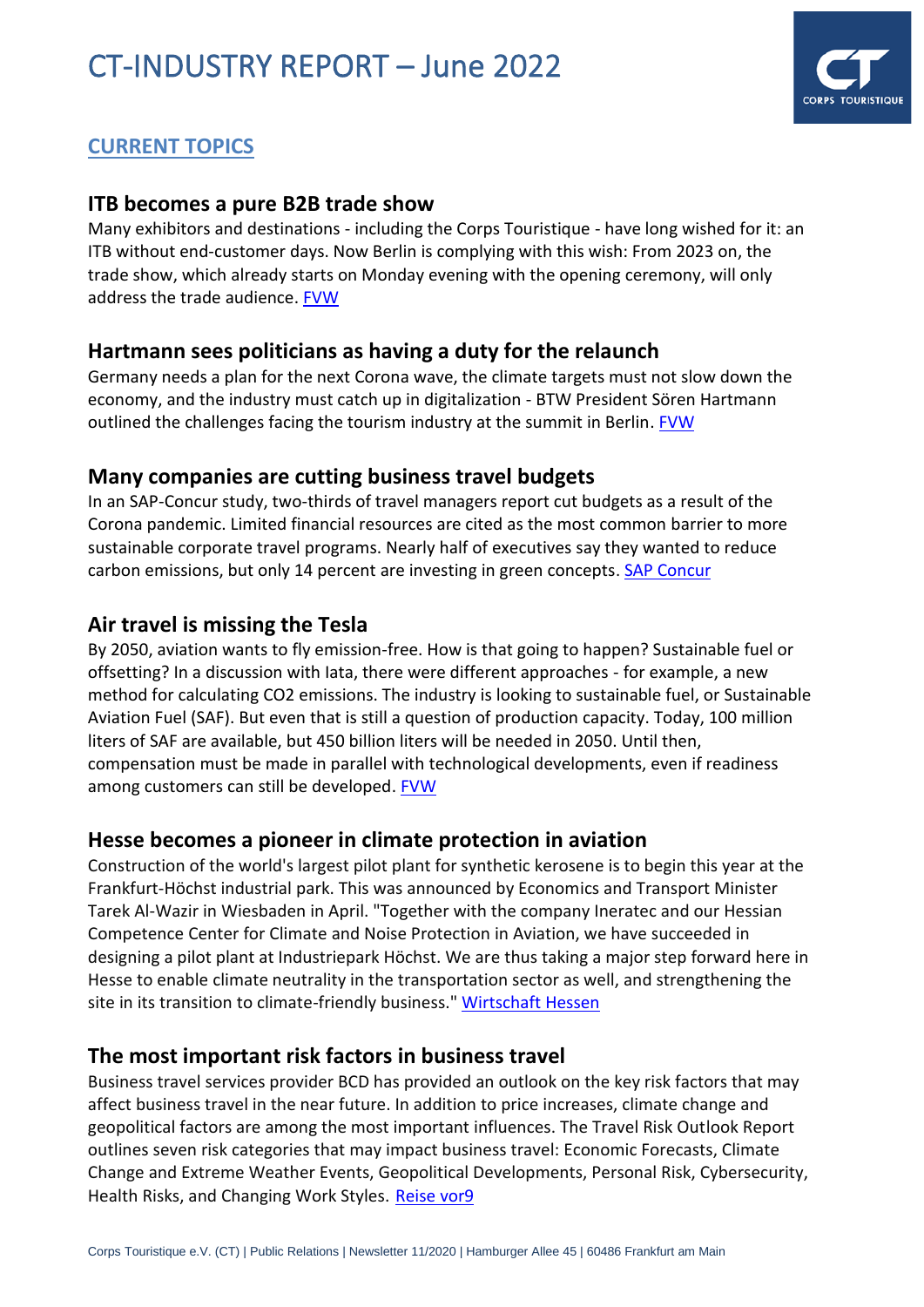## CURRENT TOPICS

### ITB becomes a pure B2B trade show

Many exhibitors and destinations - including the Corps Touristique - have long wished for it: an ITB without end-customer days. Now Berlin is complying with this wish: From 2023 on, the trade show, which already starts on Monday evening with the opening ceremony, will only address the trade audience. FVW

### Hartmann sees politicians as having a duty for the relaunch

Germany needs a plan for the next Corona wave, the climate targets must not slow down the economy, and the industry must catch up in digitalization - BTW President Sören Hartmann outlined the challenges facing the tourism industry at the summit in Berlin. FVW

### Many companies are cutting business travel budgets

In an SAP-Concur study, two-thirds of travel managers report cut budgets as a result of the Corona pandemic. Limited financial resources are cited as the most common barrier to more sustainable corporate travel programs. Nearly half of executives say they wanted to reduce carbon emissions, but only 14 percent are investing in green concepts. SAP Concur

### Air travel is missing the Tesla

By 2050, aviation wants to fly emission-free. How is that going to happen? Sustainable fuel or offsetting? In a discussion with Iata, there were different approaches - for example, a new method for calculating CO2 emissions. The industry is looking to sustainable fuel, or Sustainable Aviation Fuel (SAF). But even that is still a question of production capacity. Today, 100 million liters of SAF are available, but 450 billion liters will be needed in 2050. Until then, compensation must be made in parallel with technological developments, even if readiness among customers can still be developed. FVW

### Hesse becomes a pioneer in climate protection in aviation

Construction of the world's largest pilot plant for synthetic kerosene is to begin this year at the Frankfurt-Höchst industrial park. This was announced by Economics and Transport Minister Tarek Al-Wazir in Wiesbaden in April. "Together with the company Ineratec and our Hessian Competence Center for Climate and Noise Protection in Aviation, we have succeeded in designing a pilot plant at Industriepark Höchst. We are thus taking a major step forward here in Hesse to enable climate neutrality in the transportation sector as well, and strengthening the site in its transition to climate-friendly business." Wirtschaft Hessen

### The most important risk factors in business travel

Business travel services provider BCD has provided an outlook on the key risk factors that may affect business travel in the near future. In addition to price increases, climate change and geopolitical factors are among the most important influences. The Travel Risk Outlook Report outlines seven risk categories that may impact business travel: Economic Forecasts, Climate Change and Extreme Weather Events, Geopolitical Developments, Personal Risk, Cybersecurity, Health Risks, and Changing Work Styles. Reise vor9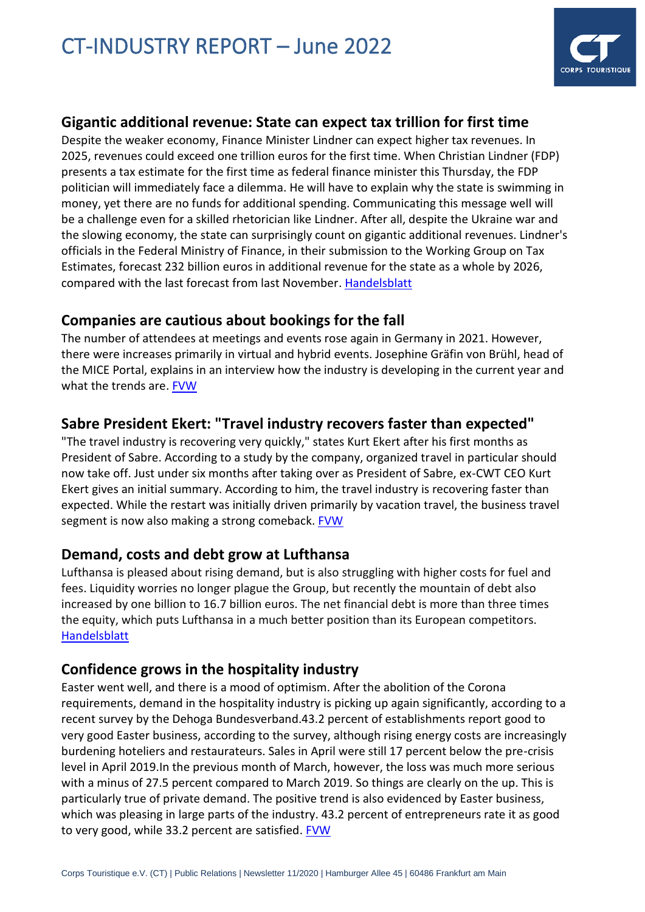## Gigantic additional revenue: State can expect tax trillion for first time

Despite the weaker economy, Finance Minister Lindner can expect higher tax revenues. In 2025, revenues could exceed one trillion euros for the first time. When Christian Lindner (FDP) presents a tax estimate for the first time as federal finance minister this Thursday, the FDP politician will immediately face a dilemma. He will have to explain why the state is swimming in money, yet there are no funds for additional spending. Communicating this message well will be a challenge even for a skilled rhetorician like Lindner. After all, despite the Ukraine war and the slowing economy, the state can surprisingly count on gigantic additional revenues. Lindner's officials in the Federal Ministry of Finance, in their submission to the Working Group on Tax Estimates, forecast 232 billion euros in additional revenue for the state as a whole by 2026, compared with the last forecast from last November. Handelsblatt

## Companies are cautious about bookings for the fall

The number of attendees at meetings and events rose again in Germany in 2021. However, there were increases primarily in virtual and hybrid events. Josephine Gräfin von Brühl, head of the MICE Portal, explains in an interview how the industry is developing in the current year and what the trends are. FVW

## Sabre President Ekert: "Travel industry recovers faster than expected"

"The travel industry is recovering very quickly," states Kurt Ekert after his first months as President of Sabre. According to a study by the company, organized travel in particular should now take off. Just under six months after taking over as President of Sabre, ex-CWT CEO Kurt Ekert gives an initial summary. According to him, the travel industry is recovering faster than expected. While the restart was initially driven primarily by vacation travel, the business travel segment is now also making a strong comeback. FVW

## Demand, costs and debt grow at Lufthansa

Lufthansa is pleased about rising demand, but is also struggling with higher costs for fuel and fees. Liquidity worries no longer plague the Group, but recently the mountain of debt also increased by one billion to 16.7 billion euros. The net financial debt is more than three times the equity, which puts Lufthansa in a much better position than its European competitors. Handelsblatt

## Confidence grows in the hospitality industry

Easter went well, and there is a mood of optimism. After the abolition of the Corona requirements, demand in the hospitality industry is picking up again significantly, according to a recent survey by the Dehoga Bundesverband.43.2 percent of establishments report good to very good Easter business, according to the survey, although rising energy costs are increasingly burdening hoteliers and restaurateurs. Sales in April were still 17 percent below the pre-crisis level in April 2019.In the previous month of March, however, the loss was much more serious with a minus of 27.5 percent compared to March 2019. So things are clearly on the up. This is particularly true of private demand. The positive trend is also evidenced by Easter business, which was pleasing in large parts of the industry. 43.2 percent of entrepreneurs rate it as good to very good, while 33.2 percent are satisfied. FVW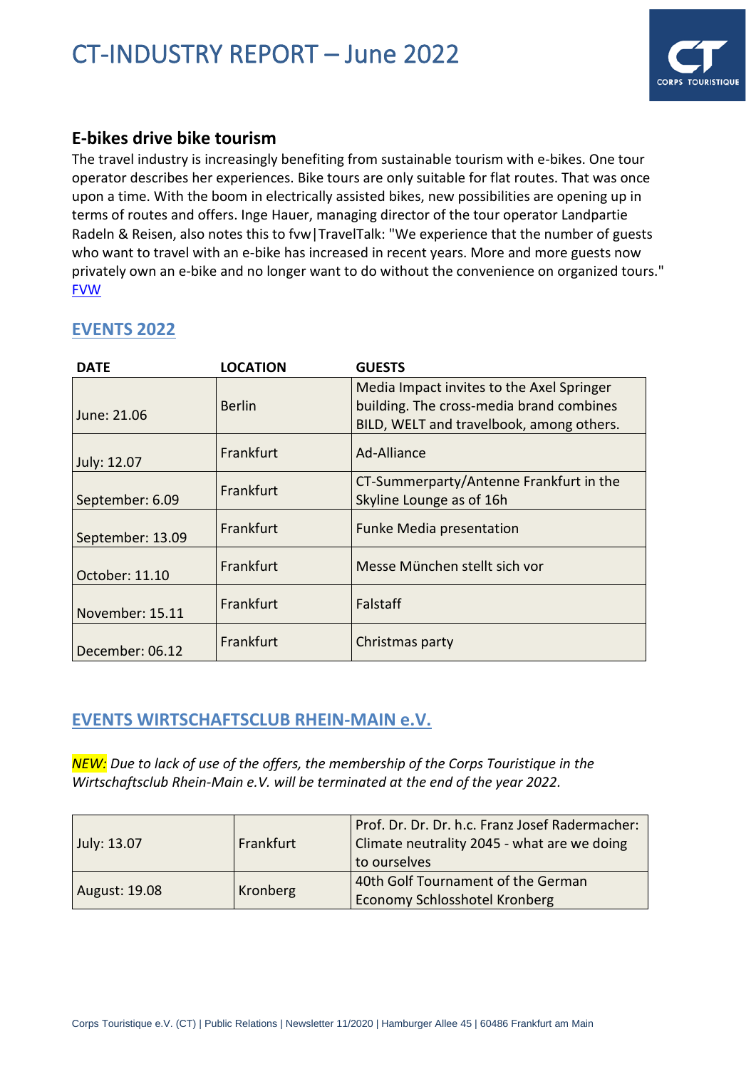# CT-INDUSTRY REPORT – June 2022

## E-bikes drive bike tourism

The travel industry is increasingly benefiting from sustainable tourism with e-bikes. One tour operator describes her experiences. Bike tours are only suitable for flat routes. That was once upon a time. With the boom in electrically assisted bikes, new possibilities are opening up in terms of routes and offers. Inge Hauer, managing director of the tour operator Landpartie Radeln & Reisen, also notes this to fvw|TravelTalk: "We experience that the number of guests who want to travel with an e-bike has increased in recent years. More and more guests now privately own an e-bike and no longer want to do without the convenience on organized tours."
[FVW](FVW)

## EVENTS 2022

| DATE | LOCATION | GUESTS |
|---|---|---|
| June: 21.06 | Berlin | Media Impact invites to the Axel Springer building. The cross-media brand combines BILD, WELT and travelbook, among others. |
| July: 12.07 | Frankfurt | Ad-Alliance |
| September: 6.09 | Frankfurt | CT-Summerparty/Antenne Frankfurt in the Skyline Lounge as of 16h |
| September: 13.09 | Frankfurt | Funke Media presentation |
| October: 11.10 | Frankfurt | Messe München stellt sich vor |
| November: 15.11 | Frankfurt | Falstaff |
| December: 06.12 | Frankfurt | Christmas party |

## EVENTS WIRTSCHAFTSCLUB RHEIN-MAIN e.V.

*NEW: Due to lack of use of the offers, the membership of the Corps Touristique in the Wirtschaftsclub Rhein-Main e.V. will be terminated at the end of the year 2022.*

| | | |
|---|---|---|
| July: 13.07 | Frankfurt | Prof. Dr. Dr. Dr. h.c. Franz Josef Radermacher: Climate neutrality 2045 - what are we doing to ourselves |
| August: 19.08 | Kronberg | 40th Golf Tournament of the German Economy Schlosshotel Kronberg |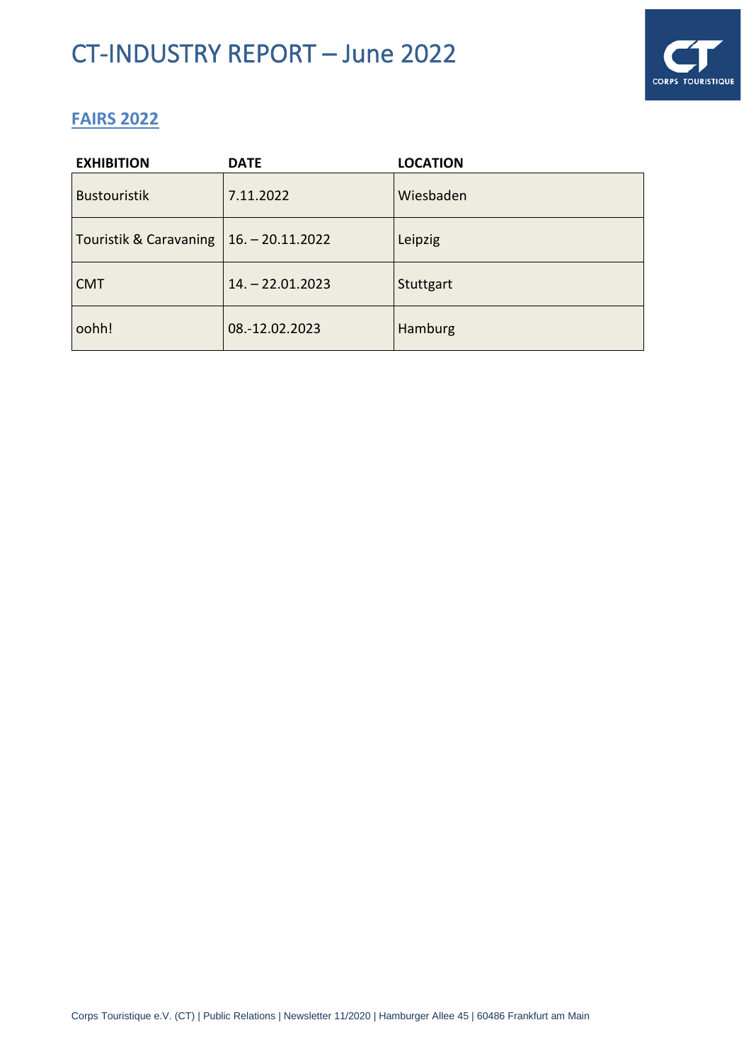## FAIRS 2022

| EXHIBITION | DATE | LOCATION |
|---|---|---|
| Bustouristik | 7.11.2022 | Wiesbaden |
| Touristik & Caravaning | 16. – 20.11.2022 | Leipzig |
| CMT | 14. – 22.01.2023 | Stuttgart |
| oohh! | 08.-12.02.2023 | Hamburg |